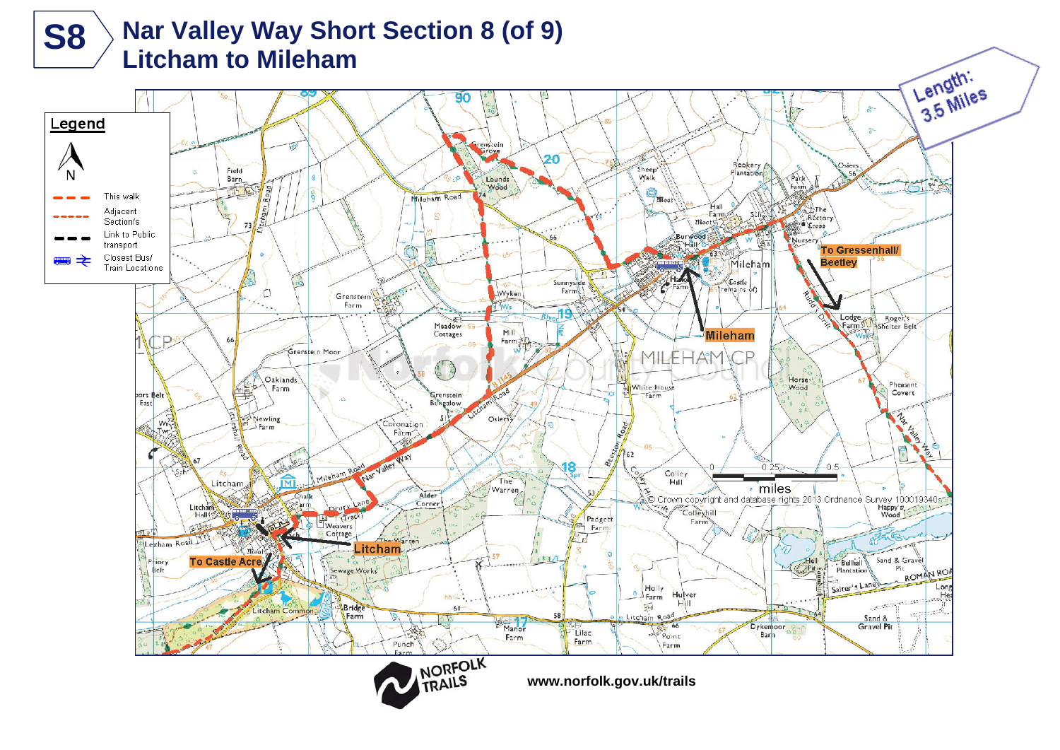# S8 Nar Valley Way Short Section 8 (of 9)
## Litcham to Mileham

Length: 3.5 Miles

**Legend**

N

- This walk
- Adjacent Section/s
- Link to Public transport
- Closest Bus/ Train Locations

To Gressenhall/ Beetley

Mileham

Litcham

To Castle Acre

© Crown copyright and database rights 2013 Ordnance Survey 100019340

0 0.25 0.5 miles

NORFOLK TRAILS

www.norfolk.gov.uk/trails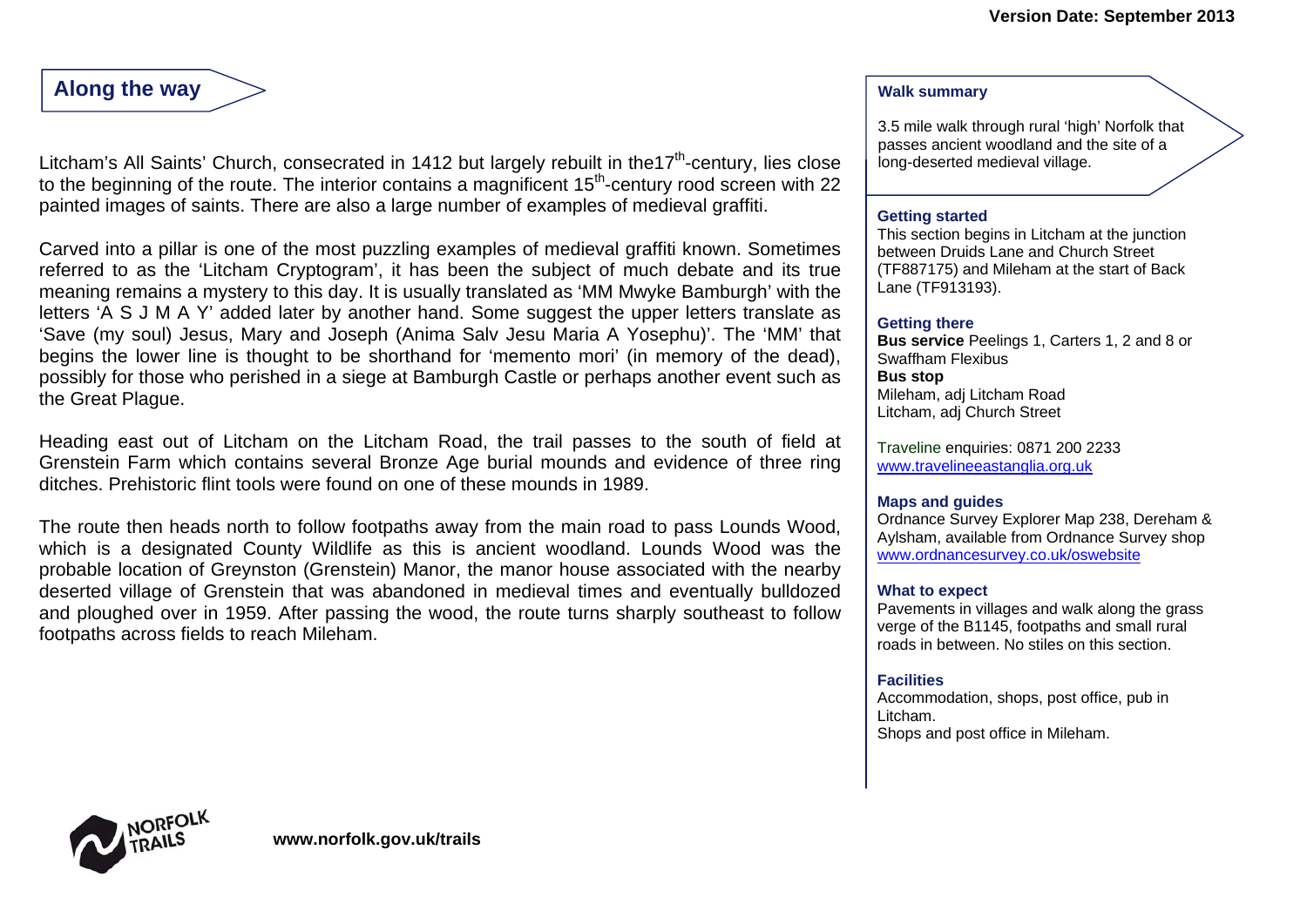## Along the way

Litcham's All Saints' Church, consecrated in 1412 but largely rebuilt in the17th-century, lies close to the beginning of the route. The interior contains a magnificent 15th-century rood screen with 22 painted images of saints. There are also a large number of examples of medieval graffiti.

Carved into a pillar is one of the most puzzling examples of medieval graffiti known. Sometimes referred to as the 'Litcham Cryptogram', it has been the subject of much debate and its true meaning remains a mystery to this day. It is usually translated as 'MM Mwyke Bamburgh' with the letters 'A S J M A Y' added later by another hand. Some suggest the upper letters translate as 'Save (my soul) Jesus, Mary and Joseph (Anima Salv Jesu Maria A Yosephu)'. The 'MM' that begins the lower line is thought to be shorthand for 'memento mori' (in memory of the dead), possibly for those who perished in a siege at Bamburgh Castle or perhaps another event such as the Great Plague.

Heading east out of Litcham on the Litcham Road, the trail passes to the south of field at Grenstein Farm which contains several Bronze Age burial mounds and evidence of three ring ditches. Prehistoric flint tools were found on one of these mounds in 1989.

The route then heads north to follow footpaths away from the main road to pass Lounds Wood, which is a designated County Wildlife as this is ancient woodland. Lounds Wood was the probable location of Greynston (Grenstein) Manor, the manor house associated with the nearby deserted village of Grenstein that was abandoned in medieval times and eventually bulldozed and ploughed over in 1959. After passing the wood, the route turns sharply southeast to follow footpaths across fields to reach Mileham.

### Walk summary

3.5 mile walk through rural 'high' Norfolk that passes ancient woodland and the site of a long-deserted medieval village.

### Getting started

This section begins in Litcham at the junction between Druids Lane and Church Street (TF887175) and Mileham at the start of Back Lane (TF913193).

### Getting there

**Bus service** Peelings 1, Carters 1, 2 and 8 or Swaffham Flexibus
**Bus stop**
Mileham, adj Litcham Road
Litcham, adj Church Street

Traveline enquiries: 0871 200 2233
www.travelineeastanglia.org.uk

### Maps and guides

Ordnance Survey Explorer Map 238, Dereham & Aylsham, available from Ordnance Survey shop www.ordnancesurvey.co.uk/oswebsite

### What to expect

Pavements in villages and walk along the grass verge of the B1145, footpaths and small rural roads in between. No stiles on this section.

### Facilities

Accommodation, shops, post office, pub in Litcham.
Shops and post office in Mileham.

www.norfolk.gov.uk/trails